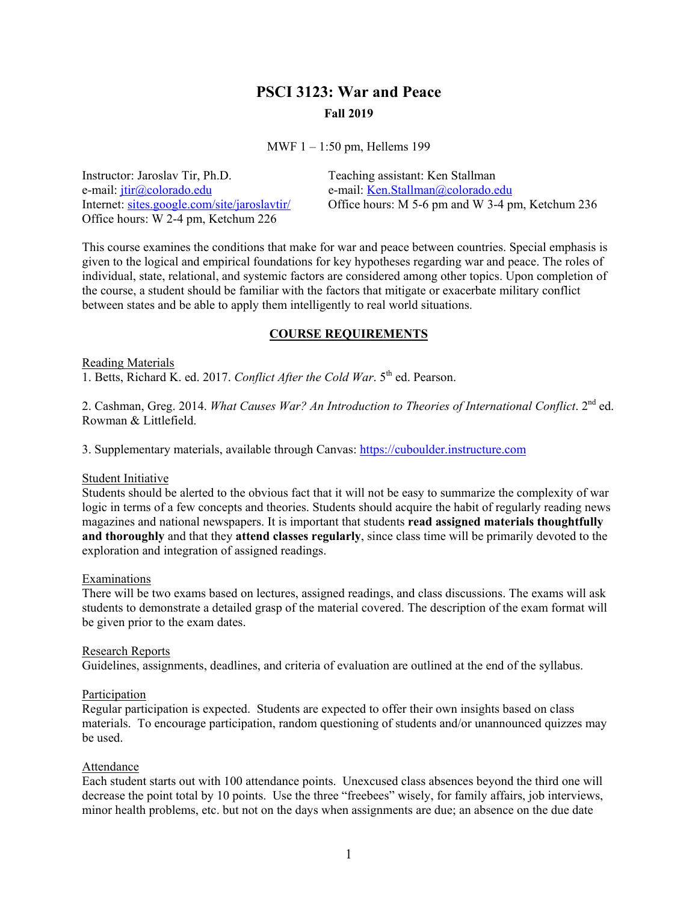# PSCI 3123: War and Peace

**Fall 2019**

MWF 1 – 1:50 pm, Hellems 199

Instructor: Jaroslav Tir, Ph.D.
e-mail: jtir@colorado.edu
Internet: sites.google.com/site/jaroslavtir/
Office hours: W 2-4 pm, Ketchum 226

Teaching assistant: Ken Stallman
e-mail: Ken.Stallman@colorado.edu
Office hours: M 5-6 pm and W 3-4 pm, Ketchum 236

This course examines the conditions that make for war and peace between countries. Special emphasis is given to the logical and empirical foundations for key hypotheses regarding war and peace. The roles of individual, state, relational, and systemic factors are considered among other topics. Upon completion of the course, a student should be familiar with the factors that mitigate or exacerbate military conflict between states and be able to apply them intelligently to real world situations.

## COURSE REQUIREMENTS

### Reading Materials

1. Betts, Richard K. ed. 2017. *Conflict After the Cold War*. 5th ed. Pearson.

2. Cashman, Greg. 2014. *What Causes War? An Introduction to Theories of International Conflict*. 2nd ed. Rowman & Littlefield.

3. Supplementary materials, available through Canvas: https://cuboulder.instructure.com

### Student Initiative

Students should be alerted to the obvious fact that it will not be easy to summarize the complexity of war logic in terms of a few concepts and theories. Students should acquire the habit of regularly reading news magazines and national newspapers. It is important that students **read assigned materials thoughtfully and thoroughly** and that they **attend classes regularly**, since class time will be primarily devoted to the exploration and integration of assigned readings.

### Examinations

There will be two exams based on lectures, assigned readings, and class discussions. The exams will ask students to demonstrate a detailed grasp of the material covered. The description of the exam format will be given prior to the exam dates.

### Research Reports

Guidelines, assignments, deadlines, and criteria of evaluation are outlined at the end of the syllabus.

### Participation

Regular participation is expected. Students are expected to offer their own insights based on class materials. To encourage participation, random questioning of students and/or unannounced quizzes may be used.

### Attendance

Each student starts out with 100 attendance points. Unexcused class absences beyond the third one will decrease the point total by 10 points. Use the three "freebees" wisely, for family affairs, job interviews, minor health problems, etc. but not on the days when assignments are due; an absence on the due date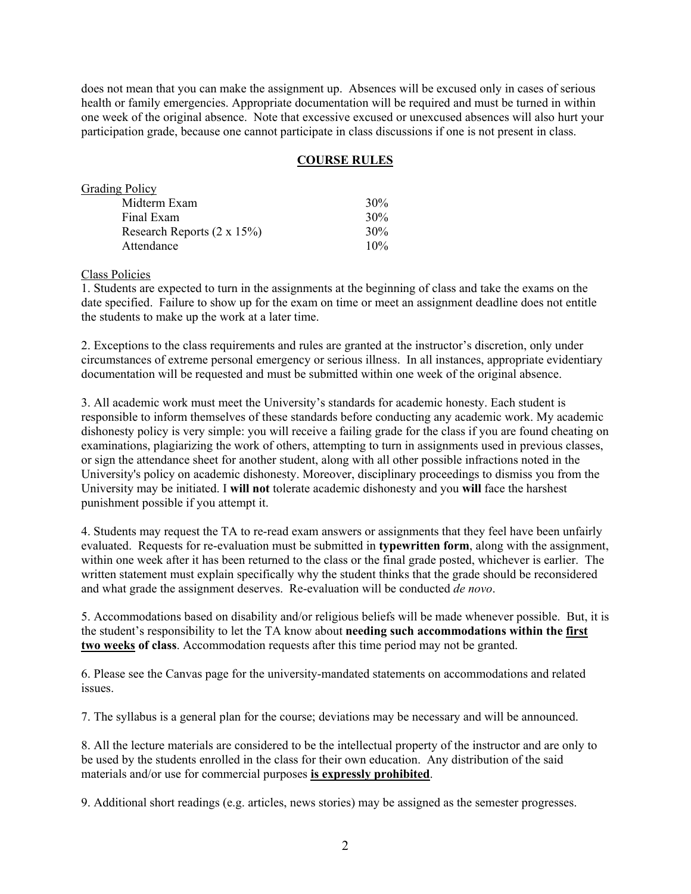does not mean that you can make the assignment up. Absences will be excused only in cases of serious health or family emergencies. Appropriate documentation will be required and must be turned in within one week of the original absence. Note that excessive excused or unexcused absences will also hurt your participation grade, because one cannot participate in class discussions if one is not present in class.

## COURSE RULES

Grading Policy

| | |
|---|---|
| Midterm Exam | 30% |
| Final Exam | 30% |
| Research Reports (2 x 15%) | 30% |
| Attendance | 10% |

Class Policies

1. Students are expected to turn in the assignments at the beginning of class and take the exams on the date specified. Failure to show up for the exam on time or meet an assignment deadline does not entitle the students to make up the work at a later time.

2. Exceptions to the class requirements and rules are granted at the instructor's discretion, only under circumstances of extreme personal emergency or serious illness. In all instances, appropriate evidentiary documentation will be requested and must be submitted within one week of the original absence.

3. All academic work must meet the University's standards for academic honesty. Each student is responsible to inform themselves of these standards before conducting any academic work. My academic dishonesty policy is very simple: you will receive a failing grade for the class if you are found cheating on examinations, plagiarizing the work of others, attempting to turn in assignments used in previous classes, or sign the attendance sheet for another student, along with all other possible infractions noted in the University's policy on academic dishonesty. Moreover, disciplinary proceedings to dismiss you from the University may be initiated. I **will not** tolerate academic dishonesty and you **will** face the harshest punishment possible if you attempt it.

4. Students may request the TA to re-read exam answers or assignments that they feel have been unfairly evaluated. Requests for re-evaluation must be submitted in **typewritten form**, along with the assignment, within one week after it has been returned to the class or the final grade posted, whichever is earlier. The written statement must explain specifically why the student thinks that the grade should be reconsidered and what grade the assignment deserves. Re-evaluation will be conducted *de novo*.

5. Accommodations based on disability and/or religious beliefs will be made whenever possible. But, it is the student's responsibility to let the TA know about **needing such accommodations within the <u>first two weeks</u> of class**. Accommodation requests after this time period may not be granted.

6. Please see the Canvas page for the university-mandated statements on accommodations and related issues.

7. The syllabus is a general plan for the course; deviations may be necessary and will be announced.

8. All the lecture materials are considered to be the intellectual property of the instructor and are only to be used by the students enrolled in the class for their own education. Any distribution of the said materials and/or use for commercial purposes **<u>is expressly prohibited</u>**.

9. Additional short readings (e.g. articles, news stories) may be assigned as the semester progresses.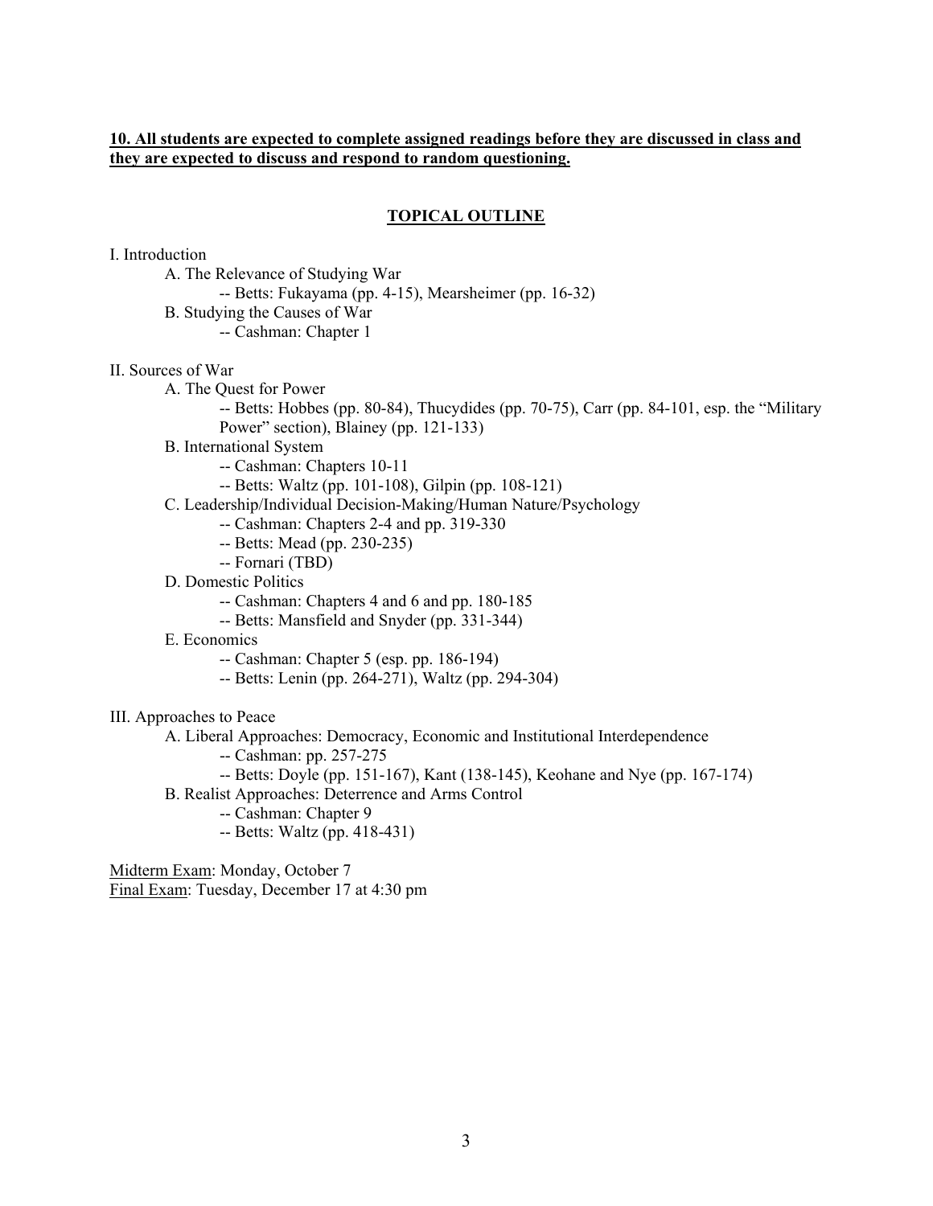**10. All students are expected to complete assigned readings before they are discussed in class and they are expected to discuss and respond to random questioning.**

## TOPICAL OUTLINE

I. Introduction

- A. The Relevance of Studying War
  - -- Betts: Fukayama (pp. 4-15), Mearsheimer (pp. 16-32)
- B. Studying the Causes of War
  - -- Cashman: Chapter 1

II. Sources of War

- A. The Quest for Power
  - -- Betts: Hobbes (pp. 80-84), Thucydides (pp. 70-75), Carr (pp. 84-101, esp. the "Military Power" section), Blainey (pp. 121-133)
- B. International System
  - -- Cashman: Chapters 10-11
  - -- Betts: Waltz (pp. 101-108), Gilpin (pp. 108-121)
- C. Leadership/Individual Decision-Making/Human Nature/Psychology
  - -- Cashman: Chapters 2-4 and pp. 319-330
  - -- Betts: Mead (pp. 230-235)
  - -- Fornari (TBD)
- D. Domestic Politics
  - -- Cashman: Chapters 4 and 6 and pp. 180-185
  - -- Betts: Mansfield and Snyder (pp. 331-344)
- E. Economics
  - -- Cashman: Chapter 5 (esp. pp. 186-194)
  - -- Betts: Lenin (pp. 264-271), Waltz (pp. 294-304)

III. Approaches to Peace

- A. Liberal Approaches: Democracy, Economic and Institutional Interdependence
  - -- Cashman: pp. 257-275
  - -- Betts: Doyle (pp. 151-167), Kant (138-145), Keohane and Nye (pp. 167-174)
- B. Realist Approaches: Deterrence and Arms Control
  - -- Cashman: Chapter 9
  - -- Betts: Waltz (pp. 418-431)

<u>Midterm Exam</u>: Monday, October 7
<u>Final Exam</u>: Tuesday, December 17 at 4:30 pm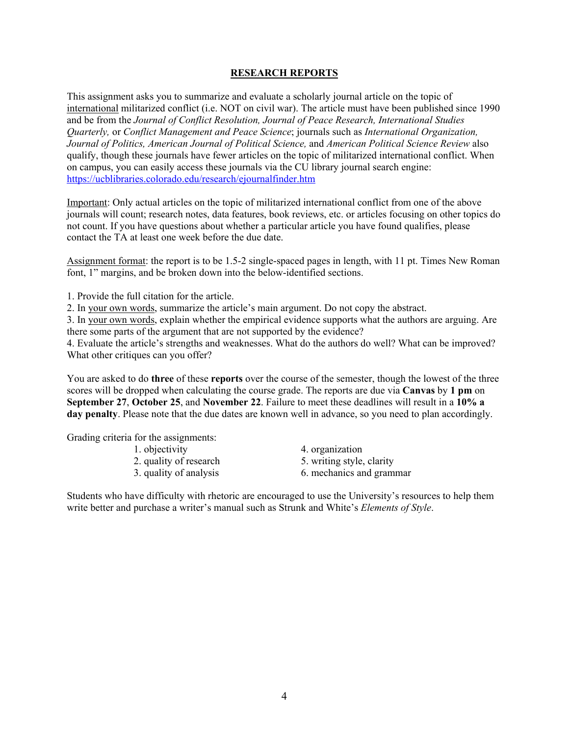## **RESEARCH REPORTS**

This assignment asks you to summarize and evaluate a scholarly journal article on the topic of international militarized conflict (i.e. NOT on civil war). The article must have been published since 1990 and be from the *Journal of Conflict Resolution, Journal of Peace Research, International Studies Quarterly,* or *Conflict Management and Peace Science*; journals such as *International Organization, Journal of Politics, American Journal of Political Science,* and *American Political Science Review* also qualify, though these journals have fewer articles on the topic of militarized international conflict. When on campus, you can easily access these journals via the CU library journal search engine: https://ucblibraries.colorado.edu/research/ejournalfinder.htm

Important: Only actual articles on the topic of militarized international conflict from one of the above journals will count; research notes, data features, book reviews, etc. or articles focusing on other topics do not count. If you have questions about whether a particular article you have found qualifies, please contact the TA at least one week before the due date.

Assignment format: the report is to be 1.5-2 single-spaced pages in length, with 11 pt. Times New Roman font, 1" margins, and be broken down into the below-identified sections.

1. Provide the full citation for the article.
2. In your own words, summarize the article's main argument. Do not copy the abstract.
3. In your own words, explain whether the empirical evidence supports what the authors are arguing. Are there some parts of the argument that are not supported by the evidence?
4. Evaluate the article's strengths and weaknesses. What do the authors do well? What can be improved? What other critiques can you offer?

You are asked to do **three** of these **reports** over the course of the semester, though the lowest of the three scores will be dropped when calculating the course grade. The reports are due via **Canvas** by **1 pm** on **September 27**, **October 25**, and **November 22**. Failure to meet these deadlines will result in a **10% a day penalty**. Please note that the due dates are known well in advance, so you need to plan accordingly.

Grading criteria for the assignments:

1. objectivity
2. quality of research
3. quality of analysis
4. organization
5. writing style, clarity
6. mechanics and grammar

Students who have difficulty with rhetoric are encouraged to use the University's resources to help them write better and purchase a writer's manual such as Strunk and White's *Elements of Style*.